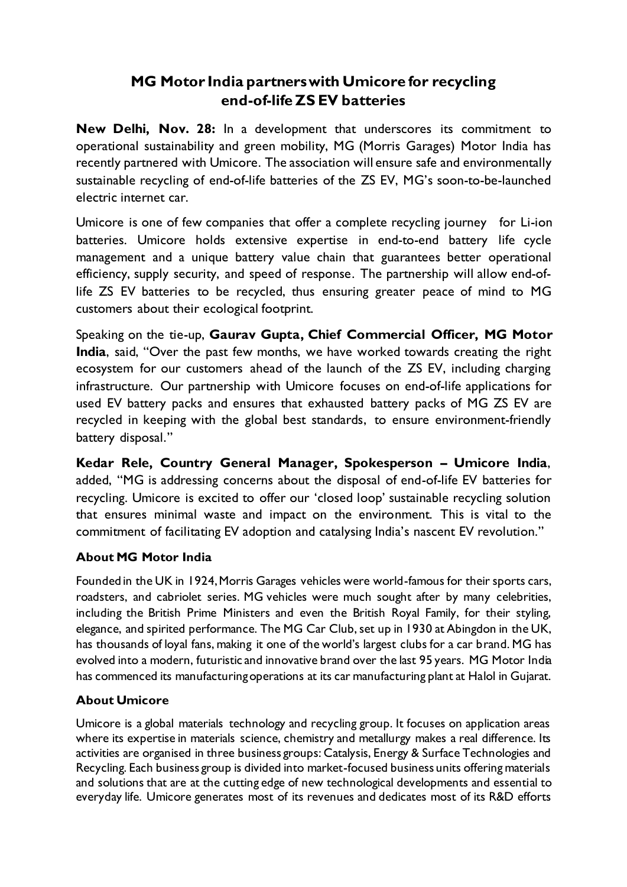# MG Motor India partners with Umicore for recycling end-of-life ZS EV batteries

**New Delhi, Nov. 28:** In a development that underscores its commitment to operational sustainability and green mobility, MG (Morris Garages) Motor India has recently partnered with Umicore. The association will ensure safe and environmentally sustainable recycling of end-of-life batteries of the ZS EV, MG's soon-to-be-launched electric internet car.

Umicore is one of few companies that offer a complete recycling journey for Li-ion batteries. Umicore holds extensive expertise in end-to-end battery life cycle management and a unique battery value chain that guarantees better operational efficiency, supply security, and speed of response. The partnership will allow end-of-life ZS EV batteries to be recycled, thus ensuring greater peace of mind to MG customers about their ecological footprint.

Speaking on the tie-up, **Gaurav Gupta, Chief Commercial Officer, MG Motor India**, said, "Over the past few months, we have worked towards creating the right ecosystem for our customers ahead of the launch of the ZS EV, including charging infrastructure. Our partnership with Umicore focuses on end-of-life applications for used EV battery packs and ensures that exhausted battery packs of MG ZS EV are recycled in keeping with the global best standards, to ensure environment-friendly battery disposal."

**Kedar Rele, Country General Manager, Spokesperson – Umicore India**, added, "MG is addressing concerns about the disposal of end-of-life EV batteries for recycling. Umicore is excited to offer our 'closed loop' sustainable recycling solution that ensures minimal waste and impact on the environment. This is vital to the commitment of facilitating EV adoption and catalysing India's nascent EV revolution."

### About MG Motor India

Founded in the UK in 1924, Morris Garages vehicles were world-famous for their sports cars, roadsters, and cabriolet series. MG vehicles were much sought after by many celebrities, including the British Prime Ministers and even the British Royal Family, for their styling, elegance, and spirited performance. The MG Car Club, set up in 1930 at Abingdon in the UK, has thousands of loyal fans, making it one of the world's largest clubs for a car brand. MG has evolved into a modern, futuristic and innovative brand over the last 95 years. MG Motor India has commenced its manufacturing operations at its car manufacturing plant at Halol in Gujarat.

### About Umicore

Umicore is a global materials technology and recycling group. It focuses on application areas where its expertise in materials science, chemistry and metallurgy makes a real difference. Its activities are organised in three business groups: Catalysis, Energy & Surface Technologies and Recycling. Each business group is divided into market-focused business units offering materials and solutions that are at the cutting edge of new technological developments and essential to everyday life. Umicore generates most of its revenues and dedicates most of its R&D efforts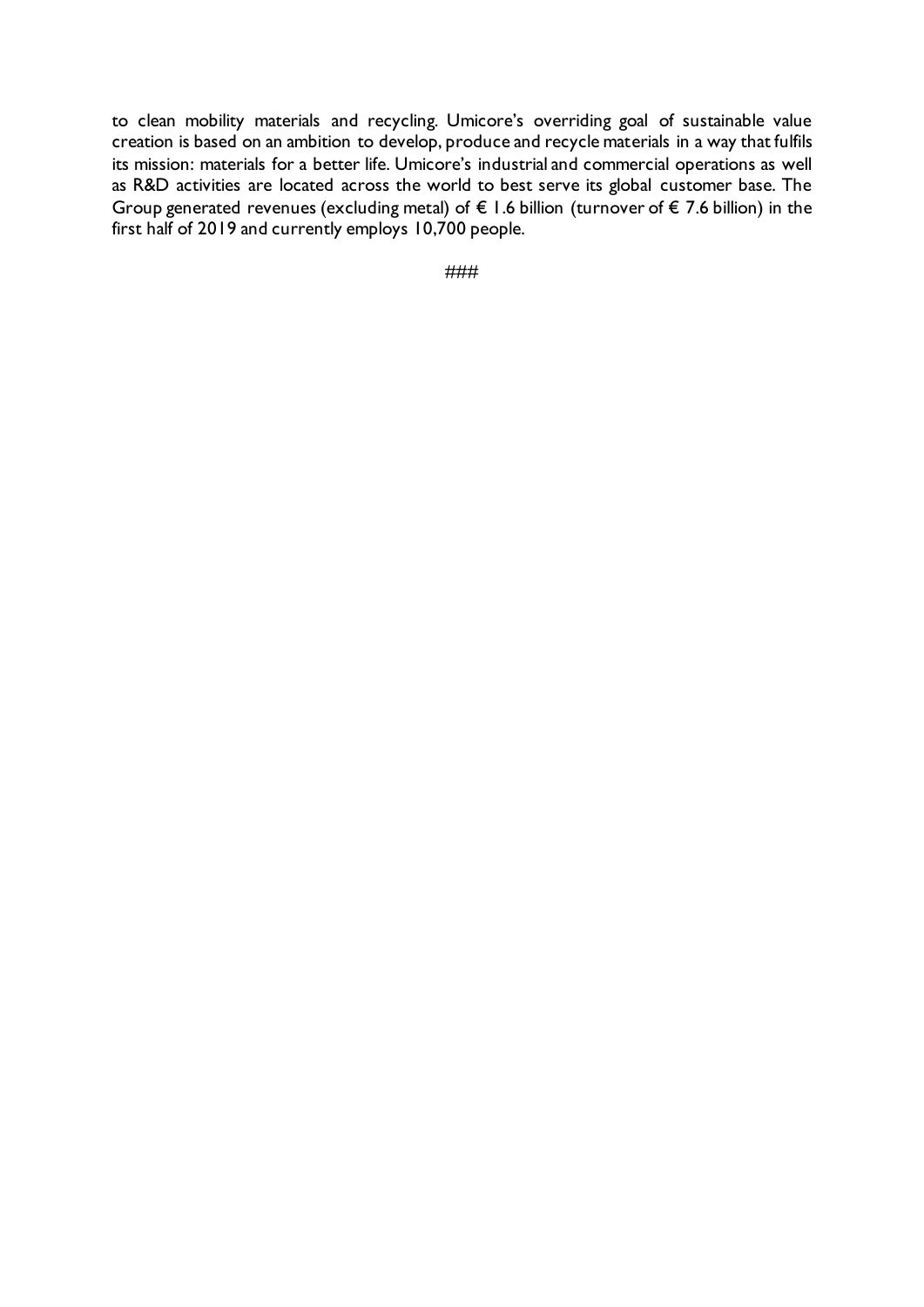to clean mobility materials and recycling. Umicore's overriding goal of sustainable value creation is based on an ambition to develop, produce and recycle materials in a way that fulfils its mission: materials for a better life. Umicore's industrial and commercial operations as well as R&D activities are located across the world to best serve its global customer base. The Group generated revenues (excluding metal) of € 1.6 billion (turnover of € 7.6 billion) in the first half of 2019 and currently employs 10,700 people.

###